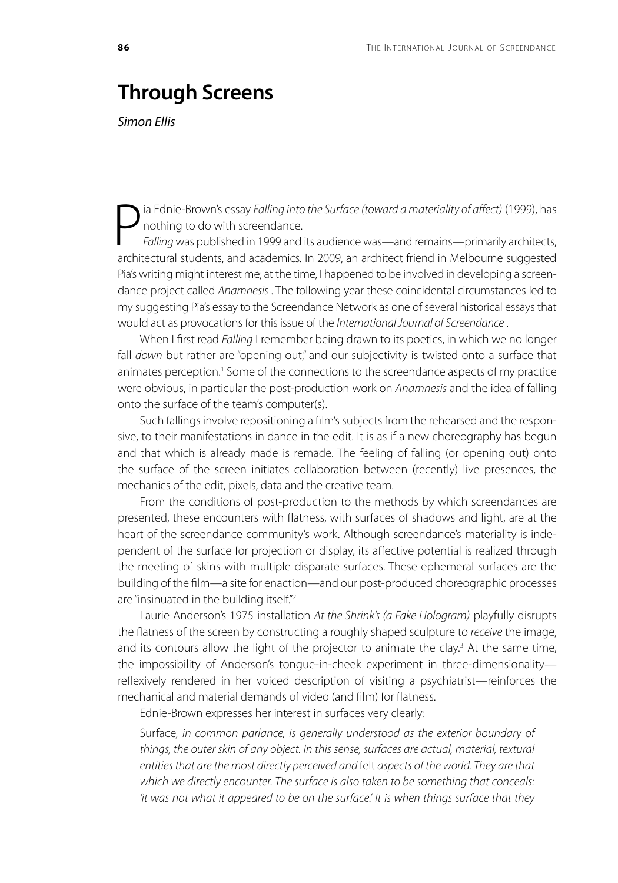# Through Screens

*Simon Ellis*

Pia Ednie-Brown's essay *Falling into the Surface (toward a materiality of affect)* (1999), has nothing to do with screendance.

*Falling* was published in 1999 and its audience was—and remains—primarily architects, architectural students, and academics. In 2009, an architect friend in Melbourne suggested Pia's writing might interest me; at the time, I happened to be involved in developing a screendance project called *Anamnesis* . The following year these coincidental circumstances led to my suggesting Pia's essay to the Screendance Network as one of several historical essays that would act as provocations for this issue of the *International Journal of Screendance* .

When I first read *Falling* I remember being drawn to its poetics, in which we no longer fall *down* but rather are "opening out," and our subjectivity is twisted onto a surface that animates perception.[1] Some of the connections to the screendance aspects of my practice were obvious, in particular the post-production work on *Anamnesis* and the idea of falling onto the surface of the team's computer(s).

Such fallings involve repositioning a film's subjects from the rehearsed and the responsive, to their manifestations in dance in the edit. It is as if a new choreography has begun and that which is already made is remade. The feeling of falling (or opening out) onto the surface of the screen initiates collaboration between (recently) live presences, the mechanics of the edit, pixels, data and the creative team.

From the conditions of post-production to the methods by which screendances are presented, these encounters with flatness, with surfaces of shadows and light, are at the heart of the screendance community's work. Although screendance's materiality is independent of the surface for projection or display, its affective potential is realized through the meeting of skins with multiple disparate surfaces. These ephemeral surfaces are the building of the film—a site for enaction—and our post-produced choreographic processes are "insinuated in the building itself."[2]

Laurie Anderson's 1975 installation *At the Shrink's (a Fake Hologram)* playfully disrupts the flatness of the screen by constructing a roughly shaped sculpture to *receive* the image, and its contours allow the light of the projector to animate the clay.[3] At the same time, the impossibility of Anderson's tongue-in-cheek experiment in three-dimensionality—reflexively rendered in her voiced description of visiting a psychiatrist—reinforces the mechanical and material demands of video (and film) for flatness.

Ednie-Brown expresses her interest in surfaces very clearly:

> Surface*, in common parlance, is generally understood as the exterior boundary of things, the outer skin of any object. In this sense, surfaces are actual, material, textural entities that are the most directly perceived and* felt *aspects of the world. They are that which we directly encounter. The surface is also taken to be something that conceals: 'it was not what it appeared to be on the surface.' It is when things surface that they*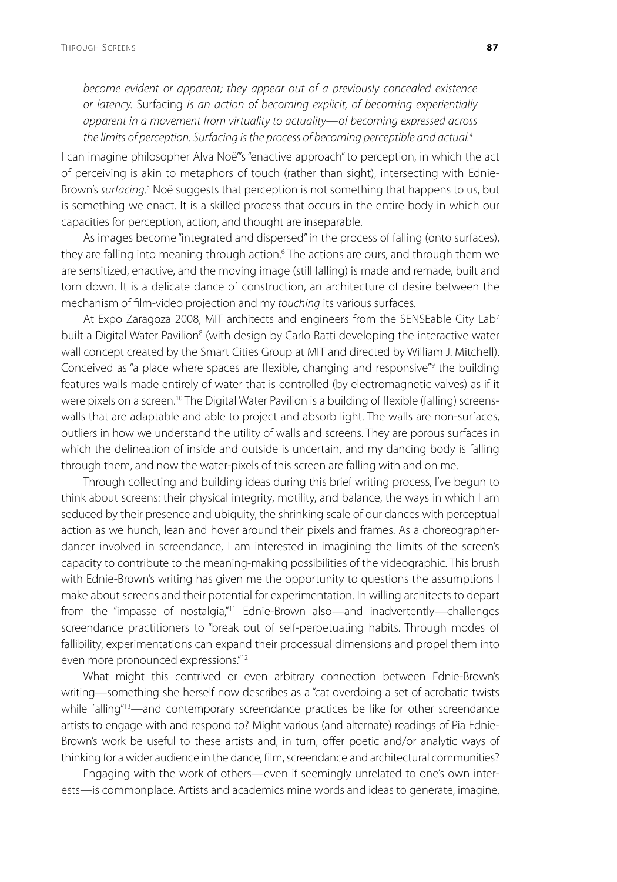*become evident or apparent; they appear out of a previously concealed existence or latency.* Surfacing *is an action of becoming explicit, of becoming experientially apparent in a movement from virtuality to actuality—of becoming expressed across the limits of perception. Surfacing is the process of becoming perceptible and actual.*[4]

I can imagine philosopher Alva Noë"'s "enactive approach" to perception, in which the act of perceiving is akin to metaphors of touch (rather than sight), intersecting with Ednie-Brown's *surfacing*.[5] Noë suggests that perception is not something that happens to us, but is something we enact. It is a skilled process that occurs in the entire body in which our capacities for perception, action, and thought are inseparable.

As images become "integrated and dispersed" in the process of falling (onto surfaces), they are falling into meaning through action.[6] The actions are ours, and through them we are sensitized, enactive, and the moving image (still falling) is made and remade, built and torn down. It is a delicate dance of construction, an architecture of desire between the mechanism of film-video projection and my *touching* its various surfaces.

At Expo Zaragoza 2008, MIT architects and engineers from the SENSEable City Lab[7] built a Digital Water Pavilion[8] (with design by Carlo Ratti developing the interactive water wall concept created by the Smart Cities Group at MIT and directed by William J. Mitchell). Conceived as "a place where spaces are flexible, changing and responsive"[9] the building features walls made entirely of water that is controlled (by electromagnetic valves) as if it were pixels on a screen.[10] The Digital Water Pavilion is a building of flexible (falling) screens-walls that are adaptable and able to project and absorb light. The walls are non-surfaces, outliers in how we understand the utility of walls and screens. They are porous surfaces in which the delineation of inside and outside is uncertain, and my dancing body is falling through them, and now the water-pixels of this screen are falling with and on me.

Through collecting and building ideas during this brief writing process, I've begun to think about screens: their physical integrity, motility, and balance, the ways in which I am seduced by their presence and ubiquity, the shrinking scale of our dances with perceptual action as we hunch, lean and hover around their pixels and frames. As a choreographer-dancer involved in screendance, I am interested in imagining the limits of the screen's capacity to contribute to the meaning-making possibilities of the videographic. This brush with Ednie-Brown's writing has given me the opportunity to questions the assumptions I make about screens and their potential for experimentation. In willing architects to depart from the "impasse of nostalgia,"[11] Ednie-Brown also—and inadvertently—challenges screendance practitioners to "break out of self-perpetuating habits. Through modes of fallibility, experimentations can expand their processual dimensions and propel them into even more pronounced expressions."[12]

What might this contrived or even arbitrary connection between Ednie-Brown's writing—something she herself now describes as a "cat overdoing a set of acrobatic twists while falling"[13]—and contemporary screendance practices be like for other screendance artists to engage with and respond to? Might various (and alternate) readings of Pia Ednie-Brown's work be useful to these artists and, in turn, offer poetic and/or analytic ways of thinking for a wider audience in the dance, film, screendance and architectural communities?

Engaging with the work of others—even if seemingly unrelated to one's own interests—is commonplace. Artists and academics mine words and ideas to generate, imagine,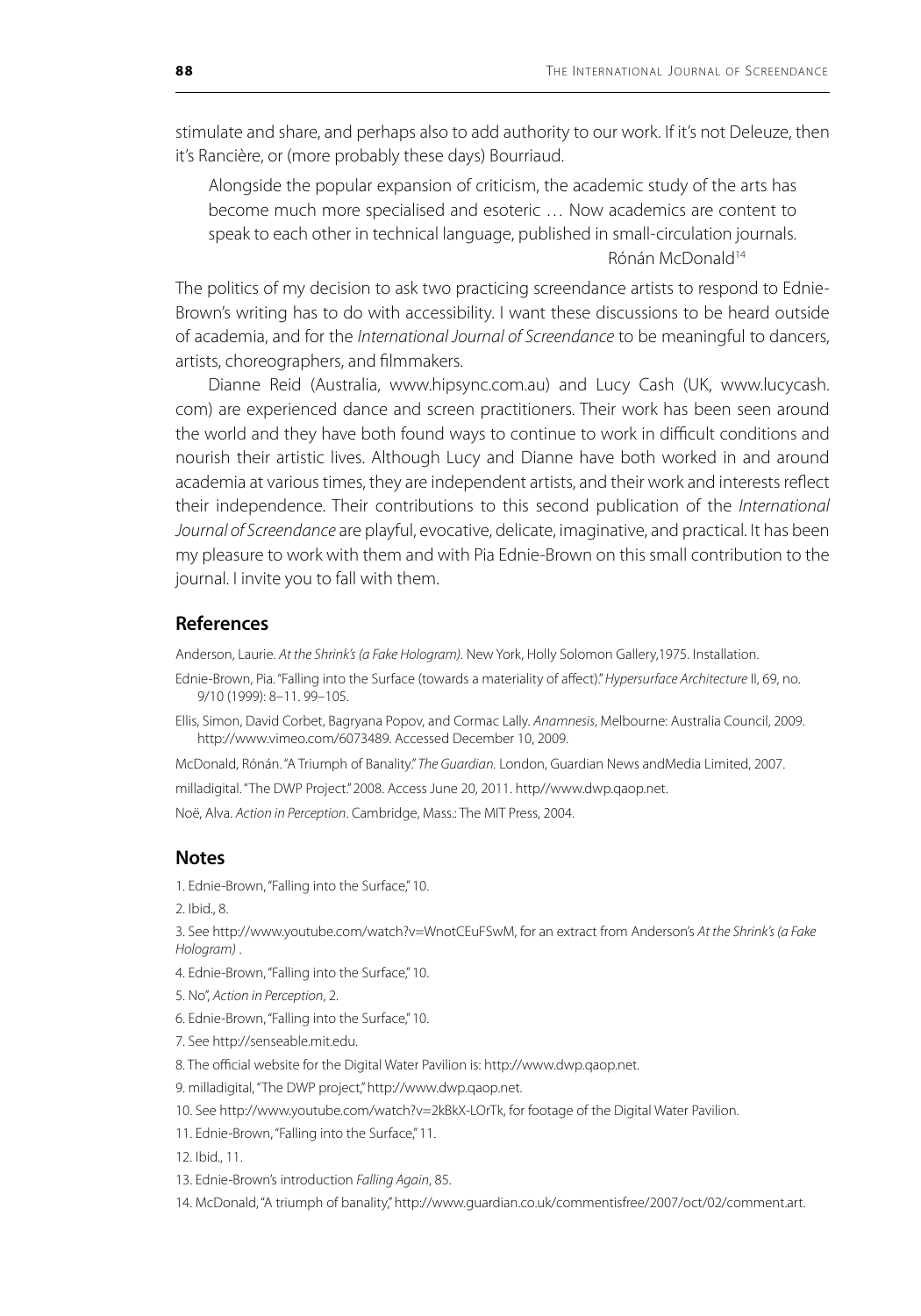stimulate and share, and perhaps also to add authority to our work. If it's not Deleuze, then it's Rancière, or (more probably these days) Bourriaud.

> Alongside the popular expansion of criticism, the academic study of the arts has become much more specialised and esoteric … Now academics are content to speak to each other in technical language, published in small-circulation journals.
>
> Rónán McDonald[14]

The politics of my decision to ask two practicing screendance artists to respond to Ednie-Brown's writing has to do with accessibility. I want these discussions to be heard outside of academia, and for the *International Journal of Screendance* to be meaningful to dancers, artists, choreographers, and filmmakers.

Dianne Reid (Australia, www.hipsync.com.au) and Lucy Cash (UK, www.lucycash.com) are experienced dance and screen practitioners. Their work has been seen around the world and they have both found ways to continue to work in difficult conditions and nourish their artistic lives. Although Lucy and Dianne have both worked in and around academia at various times, they are independent artists, and their work and interests reflect their independence. Their contributions to this second publication of the *International Journal of Screendance* are playful, evocative, delicate, imaginative, and practical. It has been my pleasure to work with them and with Pia Ednie-Brown on this small contribution to the journal. I invite you to fall with them.

## References

Anderson, Laurie. *At the Shrink's (a Fake Hologram)*. New York, Holly Solomon Gallery,1975. Installation.

Ednie-Brown, Pia. "Falling into the Surface (towards a materiality of affect)." *Hypersurface Architecture* II, 69, no. 9/10 (1999): 8–11. 99–105.

Ellis, Simon, David Corbet, Bagryana Popov, and Cormac Lally. *Anamnesis*, Melbourne: Australia Council, 2009. http://www.vimeo.com/6073489. Accessed December 10, 2009.

McDonald, Rónán. "A Triumph of Banality." *The Guardian.* London, Guardian News andMedia Limited, 2007.

milladigital. "The DWP Project." 2008. Access June 20, 2011. http//www.dwp.qaop.net.

Noë, Alva. *Action in Perception*. Cambridge, Mass.: The MIT Press, 2004.

## Notes

1. Ednie-Brown, "Falling into the Surface," 10.

2. Ibid., 8.

3. See http://www.youtube.com/watch?v=WnotCEuFSwM, for an extract from Anderson's *At the Shrink's (a Fake Hologram)* .

4. Ednie-Brown, "Falling into the Surface," 10.

5. No", *Action in Perception*, 2.

6. Ednie-Brown, "Falling into the Surface," 10.

7. See http://senseable.mit.edu.

8. The official website for the Digital Water Pavilion is: http://www.dwp.qaop.net.

9. milladigital, "The DWP project," http://www.dwp.qaop.net.

10. See http://www.youtube.com/watch?v=2kBkX-LOrTk, for footage of the Digital Water Pavilion.

11. Ednie-Brown, "Falling into the Surface," 11.

12. Ibid., 11.

13. Ednie-Brown's introduction *Falling Again*, 85.

14. McDonald, "A triumph of banality," http://www.guardian.co.uk/commentisfree/2007/oct/02/comment.art.